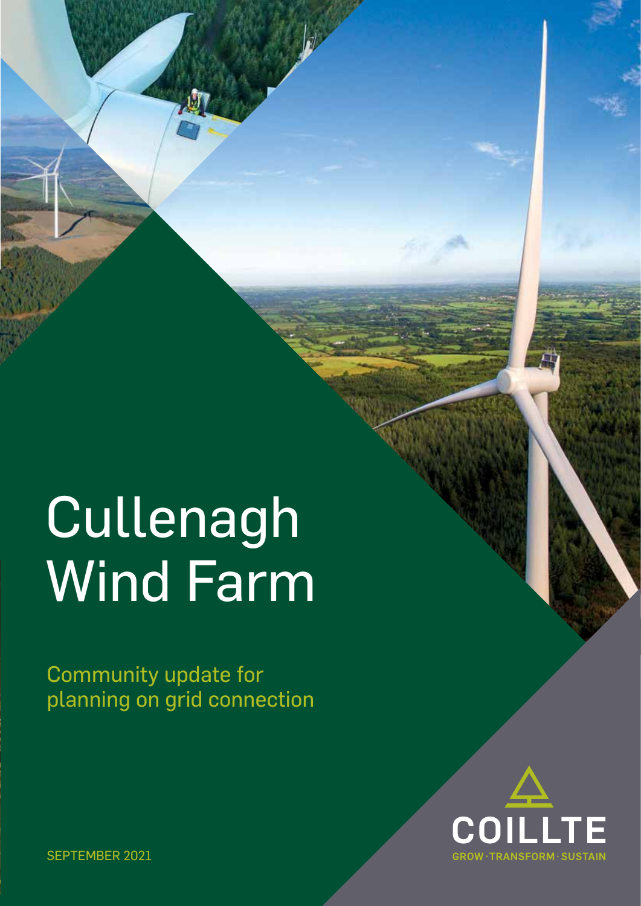# Cullenagh Wind Farm

Community update for planning on grid connection

COILLTE

GROW · TRANSFORM · SUSTAIN

SEPTEMBER 2021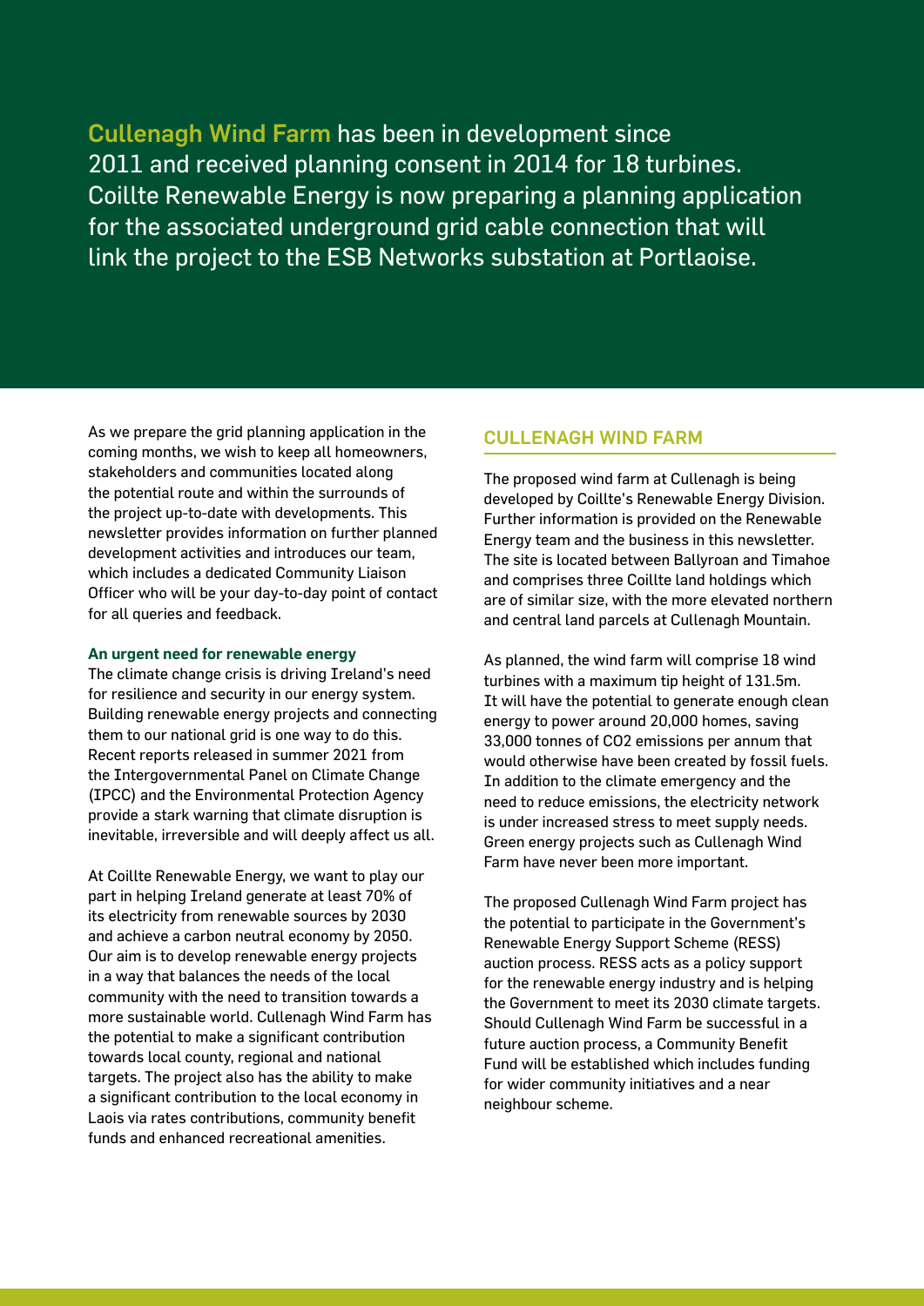**Cullenagh Wind Farm** has been in development since 2011 and received planning consent in 2014 for 18 turbines. Coillte Renewable Energy is now preparing a planning application for the associated underground grid cable connection that will link the project to the ESB Networks substation at Portlaoise.

As we prepare the grid planning application in the coming months, we wish to keep all homeowners, stakeholders and communities located along the potential route and within the surrounds of the project up-to-date with developments. This newsletter provides information on further planned development activities and introduces our team, which includes a dedicated Community Liaison Officer who will be your day-to-day point of contact for all queries and feedback.

### An urgent need for renewable energy

The climate change crisis is driving Ireland's need for resilience and security in our energy system. Building renewable energy projects and connecting them to our national grid is one way to do this. Recent reports released in summer 2021 from the Intergovernmental Panel on Climate Change (IPCC) and the Environmental Protection Agency provide a stark warning that climate disruption is inevitable, irreversible and will deeply affect us all.

At Coillte Renewable Energy, we want to play our part in helping Ireland generate at least 70% of its electricity from renewable sources by 2030 and achieve a carbon neutral economy by 2050. Our aim is to develop renewable energy projects in a way that balances the needs of the local community with the need to transition towards a more sustainable world. Cullenagh Wind Farm has the potential to make a significant contribution towards local county, regional and national targets. The project also has the ability to make a significant contribution to the local economy in Laois via rates contributions, community benefit funds and enhanced recreational amenities.

## CULLENAGH WIND FARM

The proposed wind farm at Cullenagh is being developed by Coillte's Renewable Energy Division. Further information is provided on the Renewable Energy team and the business in this newsletter. The site is located between Ballyroan and Timahoe and comprises three Coillte land holdings which are of similar size, with the more elevated northern and central land parcels at Cullenagh Mountain.

As planned, the wind farm will comprise 18 wind turbines with a maximum tip height of 131.5m. It will have the potential to generate enough clean energy to power around 20,000 homes, saving 33,000 tonnes of $CO_2$ emissions per annum that would otherwise have been created by fossil fuels. In addition to the climate emergency and the need to reduce emissions, the electricity network is under increased stress to meet supply needs. Green energy projects such as Cullenagh Wind Farm have never been more important.

The proposed Cullenagh Wind Farm project has the potential to participate in the Government's Renewable Energy Support Scheme (RESS) auction process. RESS acts as a policy support for the renewable energy industry and is helping the Government to meet its 2030 climate targets. Should Cullenagh Wind Farm be successful in a future auction process, a Community Benefit Fund will be established which includes funding for wider community initiatives and a near neighbour scheme.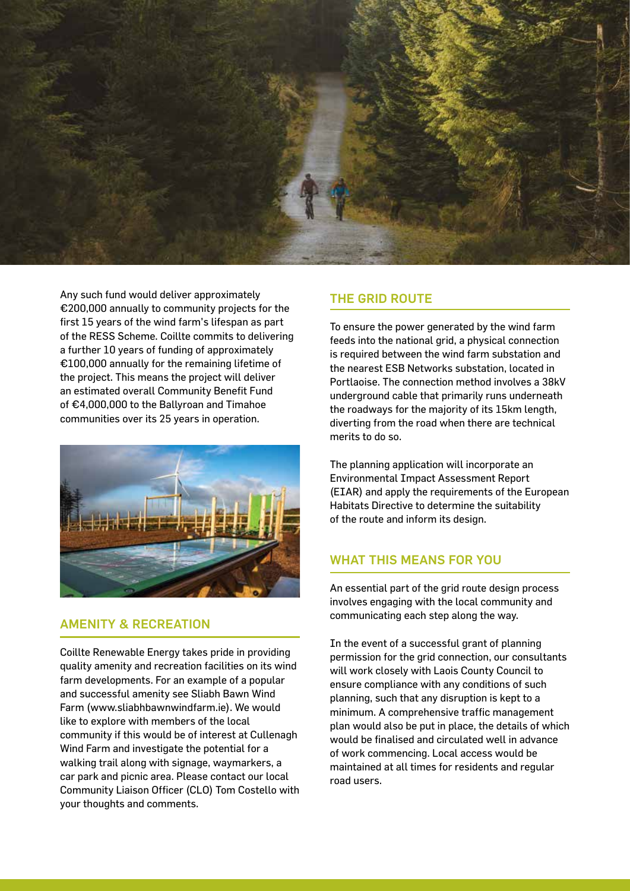Any such fund would deliver approximately €200,000 annually to community projects for the first 15 years of the wind farm's lifespan as part of the RESS Scheme. Coillte commits to delivering a further 10 years of funding of approximately €100,000 annually for the remaining lifetime of the project. This means the project will deliver an estimated overall Community Benefit Fund of €4,000,000 to the Ballyroan and Timahoe communities over its 25 years in operation.

## AMENITY & RECREATION

Coillte Renewable Energy takes pride in providing quality amenity and recreation facilities on its wind farm developments. For an example of a popular and successful amenity see Sliabh Bawn Wind Farm (www.sliabhbawnwindfarm.ie). We would like to explore with members of the local community if this would be of interest at Cullenagh Wind Farm and investigate the potential for a walking trail along with signage, waymarkers, a car park and picnic area. Please contact our local Community Liaison Officer (CLO) Tom Costello with your thoughts and comments.

## THE GRID ROUTE

To ensure the power generated by the wind farm feeds into the national grid, a physical connection is required between the wind farm substation and the nearest ESB Networks substation, located in Portlaoise. The connection method involves a 38kV underground cable that primarily runs underneath the roadways for the majority of its 15km length, diverting from the road when there are technical merits to do so.

The planning application will incorporate an Environmental Impact Assessment Report (EIAR) and apply the requirements of the European Habitats Directive to determine the suitability of the route and inform its design.

## WHAT THIS MEANS FOR YOU

An essential part of the grid route design process involves engaging with the local community and communicating each step along the way.

In the event of a successful grant of planning permission for the grid connection, our consultants will work closely with Laois County Council to ensure compliance with any conditions of such planning, such that any disruption is kept to a minimum. A comprehensive traffic management plan would also be put in place, the details of which would be finalised and circulated well in advance of work commencing. Local access would be maintained at all times for residents and regular road users.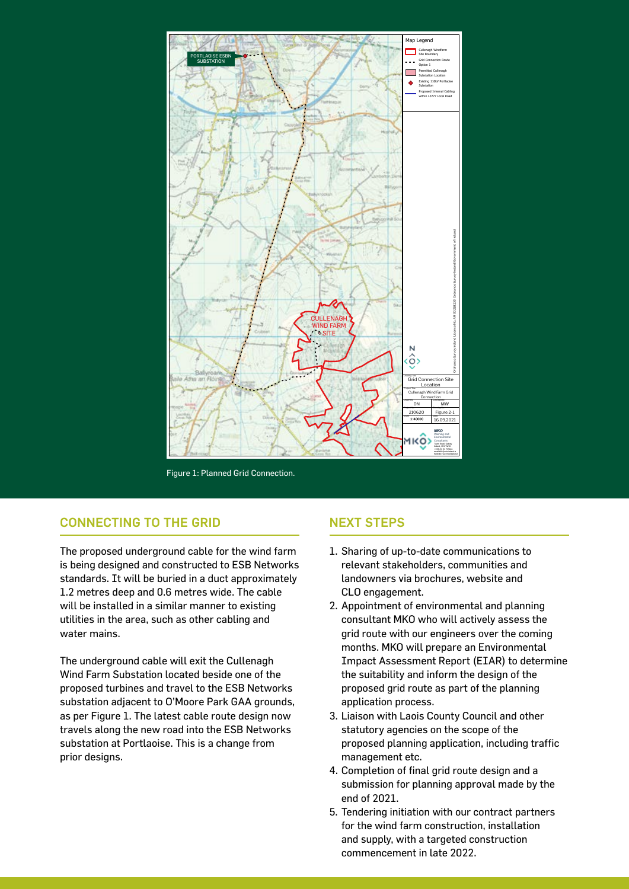Figure 1: Planned Grid Connection.

## CONNECTING TO THE GRID

The proposed underground cable for the wind farm is being designed and constructed to ESB Networks standards. It will be buried in a duct approximately 1.2 metres deep and 0.6 metres wide. The cable will be installed in a similar manner to existing utilities in the area, such as other cabling and water mains.

The underground cable will exit the Cullenagh Wind Farm Substation located beside one of the proposed turbines and travel to the ESB Networks substation adjacent to O'Moore Park GAA grounds, as per Figure 1. The latest cable route design now travels along the new road into the ESB Networks substation at Portlaoise. This is a change from prior designs.

## NEXT STEPS

1. Sharing of up-to-date communications to relevant stakeholders, communities and landowners via brochures, website and CLO engagement.
2. Appointment of environmental and planning consultant MKO who will actively assess the grid route with our engineers over the coming months. MKO will prepare an Environmental Impact Assessment Report (EIAR) to determine the suitability and inform the design of the proposed grid route as part of the planning application process.
3. Liaison with Laois County Council and other statutory agencies on the scope of the proposed planning application, including traffic management etc.
4. Completion of final grid route design and a submission for planning approval made by the end of 2021.
5. Tendering initiation with our contract partners for the wind farm construction, installation and supply, with a targeted construction commencement in late 2022.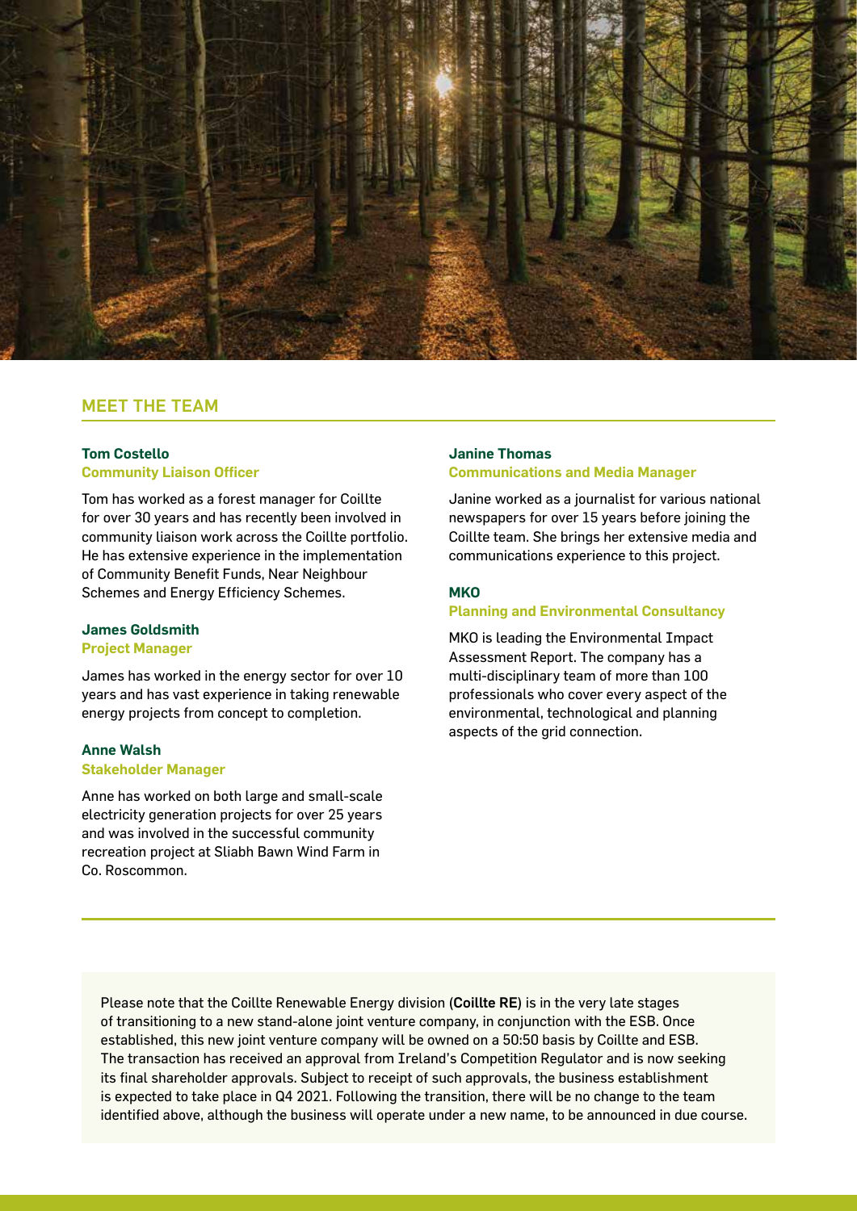## MEET THE TEAM

**Tom Costello**
**Community Liaison Officer**

Tom has worked as a forest manager for Coillte for over 30 years and has recently been involved in community liaison work across the Coillte portfolio. He has extensive experience in the implementation of Community Benefit Funds, Near Neighbour Schemes and Energy Efficiency Schemes.

**James Goldsmith**
**Project Manager**

James has worked in the energy sector for over 10 years and has vast experience in taking renewable energy projects from concept to completion.

**Anne Walsh**
**Stakeholder Manager**

Anne has worked on both large and small-scale electricity generation projects for over 25 years and was involved in the successful community recreation project at Sliabh Bawn Wind Farm in Co. Roscommon.

**Janine Thomas**
**Communications and Media Manager**

Janine worked as a journalist for various national newspapers for over 15 years before joining the Coillte team. She brings her extensive media and communications experience to this project.

**MKO**
**Planning and Environmental Consultancy**

MKO is leading the Environmental Impact Assessment Report. The company has a multi-disciplinary team of more than 100 professionals who cover every aspect of the environmental, technological and planning aspects of the grid connection.

Please note that the Coillte Renewable Energy division (**Coillte RE**) is in the very late stages of transitioning to a new stand-alone joint venture company, in conjunction with the ESB. Once established, this new joint venture company will be owned on a 50:50 basis by Coillte and ESB. The transaction has received an approval from Ireland's Competition Regulator and is now seeking its final shareholder approvals. Subject to receipt of such approvals, the business establishment is expected to take place in Q4 2021. Following the transition, there will be no change to the team identified above, although the business will operate under a new name, to be announced in due course.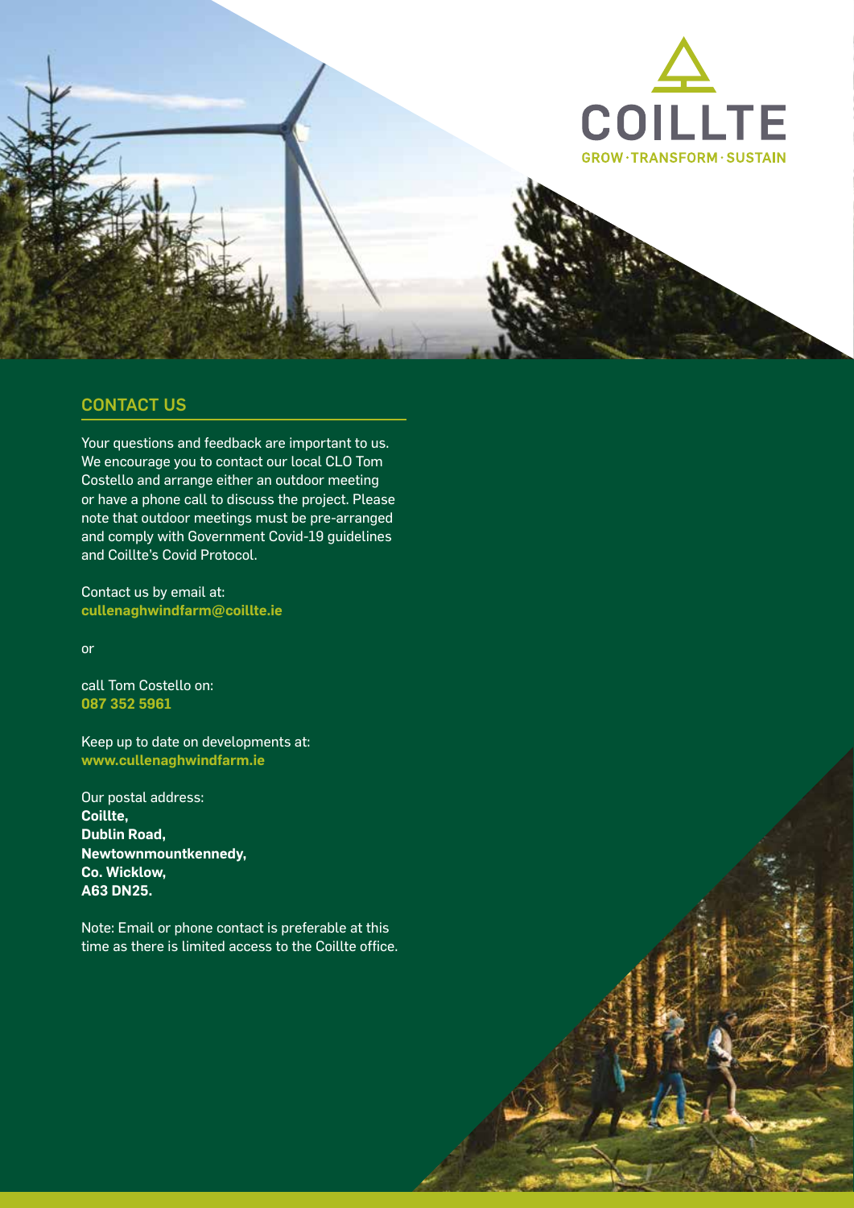COILLTE

GROW · TRANSFORM · SUSTAIN

## CONTACT US

Your questions and feedback are important to us. We encourage you to contact our local CLO Tom Costello and arrange either an outdoor meeting or have a phone call to discuss the project. Please note that outdoor meetings must be pre-arranged and comply with Government Covid-19 guidelines and Coillte's Covid Protocol.

Contact us by email at:
**cullenaghwindfarm@coillte.ie**

or

call Tom Costello on:
**087 352 5961**

Keep up to date on developments at:
**www.cullenaghwindfarm.ie**

Our postal address:
**Coillte,**
**Dublin Road,**
**Newtownmountkennedy,**
**Co. Wicklow,**
**A63 DN25.**

Note: Email or phone contact is preferable at this time as there is limited access to the Coillte office.